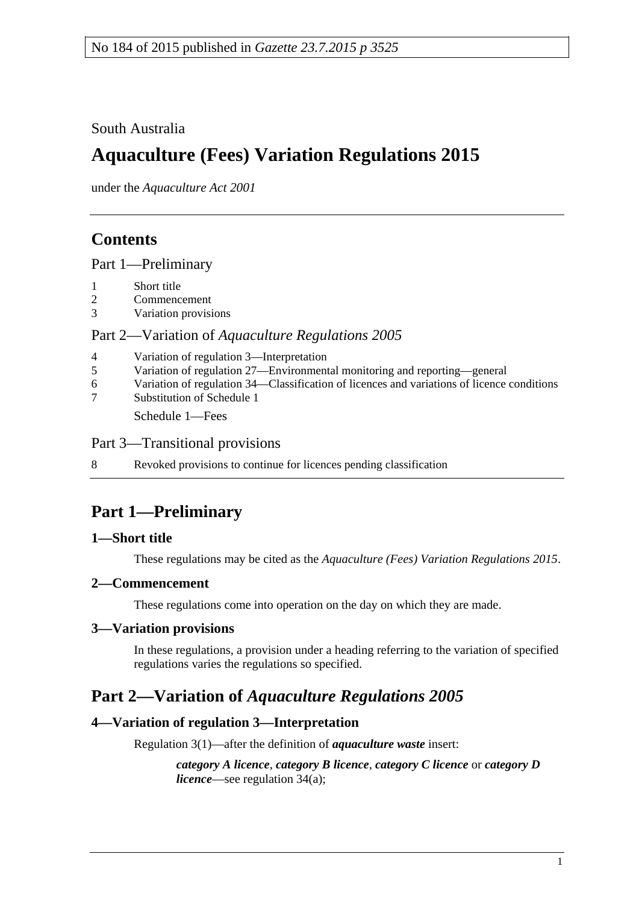No 184 of 2015 published in *Gazette 23.7.2015 p 3525*

South Australia

# Aquaculture (Fees) Variation Regulations 2015

under the *Aquaculture Act 2001*

## Contents

Part 1—Preliminary

1 Short title
2 Commencement
3 Variation provisions

Part 2—Variation of *Aquaculture Regulations 2005*

4 Variation of regulation 3—Interpretation
5 Variation of regulation 27—Environmental monitoring and reporting—general
6 Variation of regulation 34—Classification of licences and variations of licence conditions
7 Substitution of Schedule 1

Schedule 1—Fees

Part 3—Transitional provisions

8 Revoked provisions to continue for licences pending classification

## Part 1—Preliminary

### 1—Short title

These regulations may be cited as the *Aquaculture (Fees) Variation Regulations 2015*.

### 2—Commencement

These regulations come into operation on the day on which they are made.

### 3—Variation provisions

In these regulations, a provision under a heading referring to the variation of specified regulations varies the regulations so specified.

## Part 2—Variation of *Aquaculture Regulations 2005*

### 4—Variation of regulation 3—Interpretation

Regulation 3(1)—after the definition of ***aquaculture waste*** insert:

> ***category A licence***, ***category B licence***, ***category C licence*** or ***category D licence***—see regulation 34(a);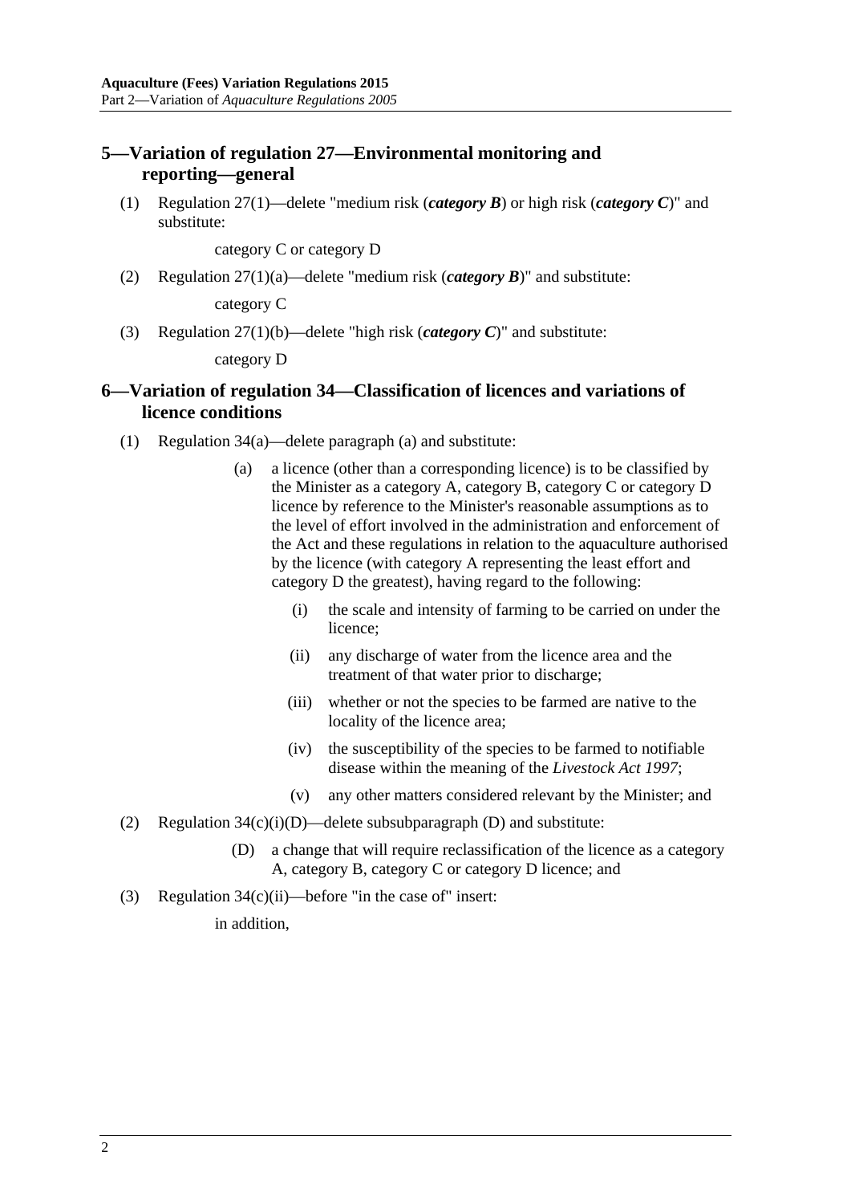## 5—Variation of regulation 27—Environmental monitoring and reporting—general

(1) Regulation 27(1)—delete "medium risk (***category B***) or high risk (***category C***)" and substitute:

category C or category D

(2) Regulation 27(1)(a)—delete "medium risk (***category B***)" and substitute:

category C

(3) Regulation 27(1)(b)—delete "high risk (***category C***)" and substitute:

category D

## 6—Variation of regulation 34—Classification of licences and variations of licence conditions

(1) Regulation 34(a)—delete paragraph (a) and substitute:

(a) a licence (other than a corresponding licence) is to be classified by the Minister as a category A, category B, category C or category D licence by reference to the Minister's reasonable assumptions as to the level of effort involved in the administration and enforcement of the Act and these regulations in relation to the aquaculture authorised by the licence (with category A representing the least effort and category D the greatest), having regard to the following:

(i) the scale and intensity of farming to be carried on under the licence;

(ii) any discharge of water from the licence area and the treatment of that water prior to discharge;

(iii) whether or not the species to be farmed are native to the locality of the licence area;

(iv) the susceptibility of the species to be farmed to notifiable disease within the meaning of the *Livestock Act 1997*;

(v) any other matters considered relevant by the Minister; and

(2) Regulation 34(c)(i)(D)—delete subsubparagraph (D) and substitute:

(D) a change that will require reclassification of the licence as a category A, category B, category C or category D licence; and

(3) Regulation 34(c)(ii)—before "in the case of" insert:

in addition,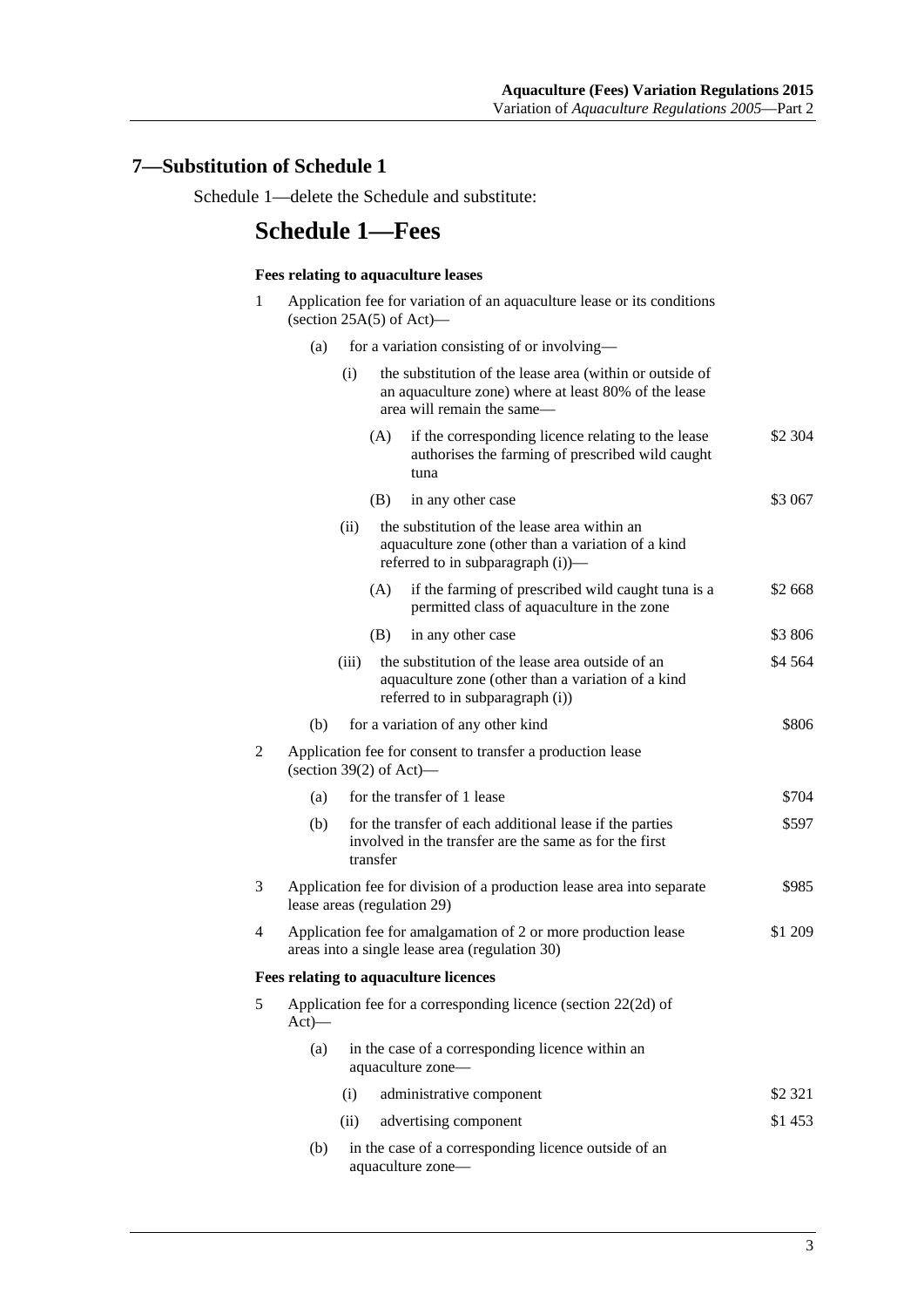## 7—Substitution of Schedule 1

Schedule 1—delete the Schedule and substitute:

# Schedule 1—Fees

**Fees relating to aquaculture leases**

1 Application fee for variation of an aquaculture lease or its conditions (section 25A(5) of Act)—

(a) for a variation consisting of or involving—

(i) the substitution of the lease area (within or outside of an aquaculture zone) where at least 80% of the lease area will remain the same—

(A) if the corresponding licence relating to the lease authorises the farming of prescribed wild caught tuna — $2 304

(B) in any other case — $3 067

(ii) the substitution of the lease area within an aquaculture zone (other than a variation of a kind referred to in subparagraph (i))—

(A) if the farming of prescribed wild caught tuna is a permitted class of aquaculture in the zone — $2 668

(B) in any other case — $3 806

(iii) the substitution of the lease area outside of an aquaculture zone (other than a variation of a kind referred to in subparagraph (i)) — $4 564

(b) for a variation of any other kind — $806

2 Application fee for consent to transfer a production lease (section 39(2) of Act)—

(a) for the transfer of 1 lease — $704

(b) for the transfer of each additional lease if the parties involved in the transfer are the same as for the first transfer — $597

3 Application fee for division of a production lease area into separate lease areas (regulation 29) — $985

4 Application fee for amalgamation of 2 or more production lease areas into a single lease area (regulation 30) — $1 209

**Fees relating to aquaculture licences**

5 Application fee for a corresponding licence (section 22(2d) of Act)—

(a) in the case of a corresponding licence within an aquaculture zone—

(i) administrative component — $2 321

(ii) advertising component — $1 453

(b) in the case of a corresponding licence outside of an aquaculture zone—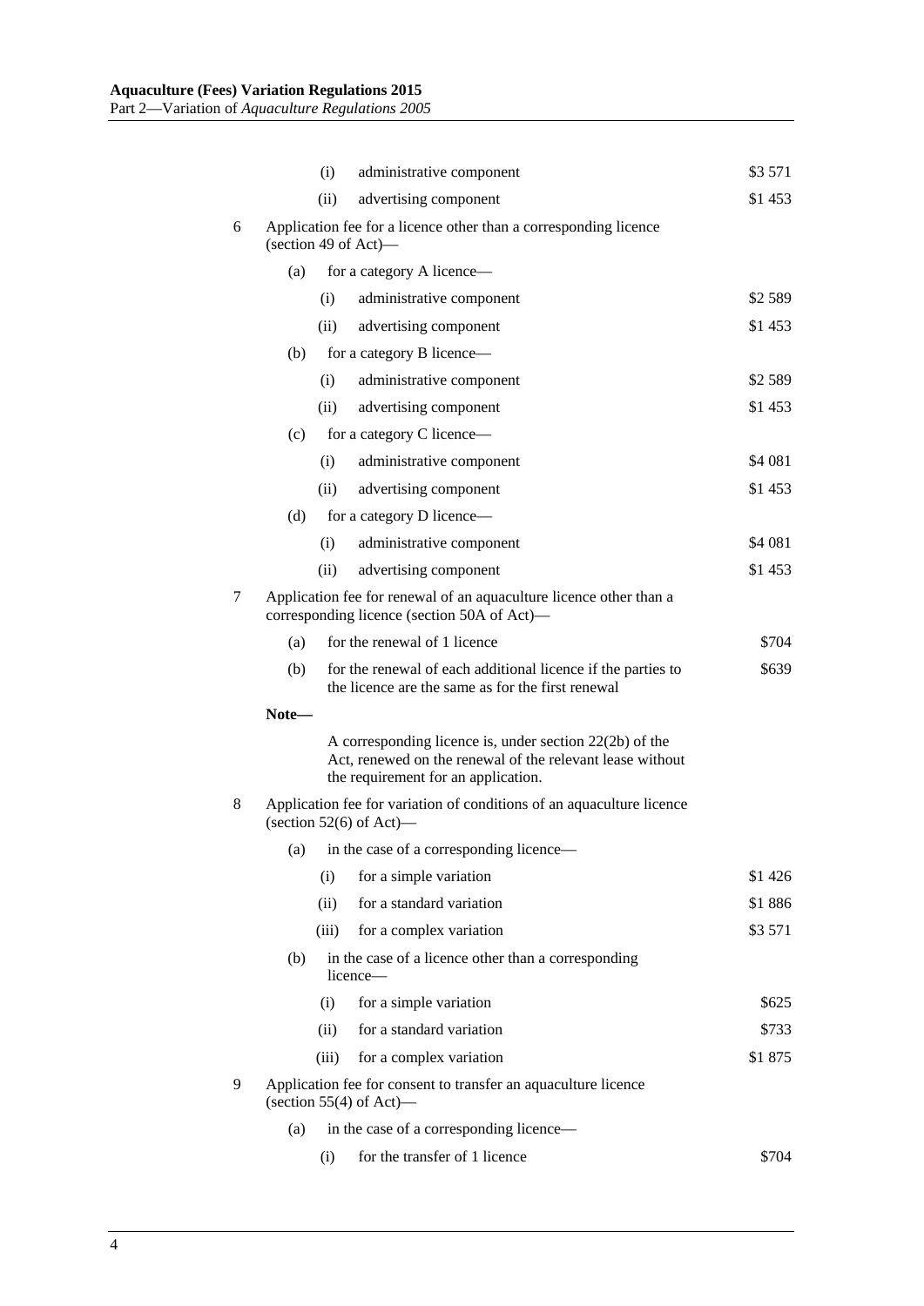| | | | | |
|---|---|---|---|---|
| | | (i) | administrative component | \$3 571 |
| | | (ii) | advertising component | \$1 453 |
| 6 | Application fee for a licence other than a corresponding licence (section 49 of Act)— | | | |
| | (a) | for a category A licence— | | |
| | | (i) | administrative component | \$2 589 |
| | | (ii) | advertising component | \$1 453 |
| | (b) | for a category B licence— | | |
| | | (i) | administrative component | \$2 589 |
| | | (ii) | advertising component | \$1 453 |
| | (c) | for a category C licence— | | |
| | | (i) | administrative component | \$4 081 |
| | | (ii) | advertising component | \$1 453 |
| | (d) | for a category D licence— | | |
| | | (i) | administrative component | \$4 081 |
| | | (ii) | advertising component | \$1 453 |
| 7 | Application fee for renewal of an aquaculture licence other than a corresponding licence (section 50A of Act)— | | | |
| | (a) | for the renewal of 1 licence | | \$704 |
| | (b) | for the renewal of each additional licence if the parties to the licence are the same as for the first renewal | | \$639 |
| | **Note—** | | | |
| | | A corresponding licence is, under section 22(2b) of the Act, renewed on the renewal of the relevant lease without the requirement for an application. | | |
| 8 | Application fee for variation of conditions of an aquaculture licence (section 52(6) of Act)— | | | |
| | (a) | in the case of a corresponding licence— | | |
| | | (i) | for a simple variation | \$1 426 |
| | | (ii) | for a standard variation | \$1 886 |
| | | (iii) | for a complex variation | \$3 571 |
| | (b) | in the case of a licence other than a corresponding licence— | | |
| | | (i) | for a simple variation | \$625 |
| | | (ii) | for a standard variation | \$733 |
| | | (iii) | for a complex variation | \$1 875 |
| 9 | Application fee for consent to transfer an aquaculture licence (section 55(4) of Act)— | | | |
| | (a) | in the case of a corresponding licence— | | |
| | | (i) | for the transfer of 1 licence | \$704 |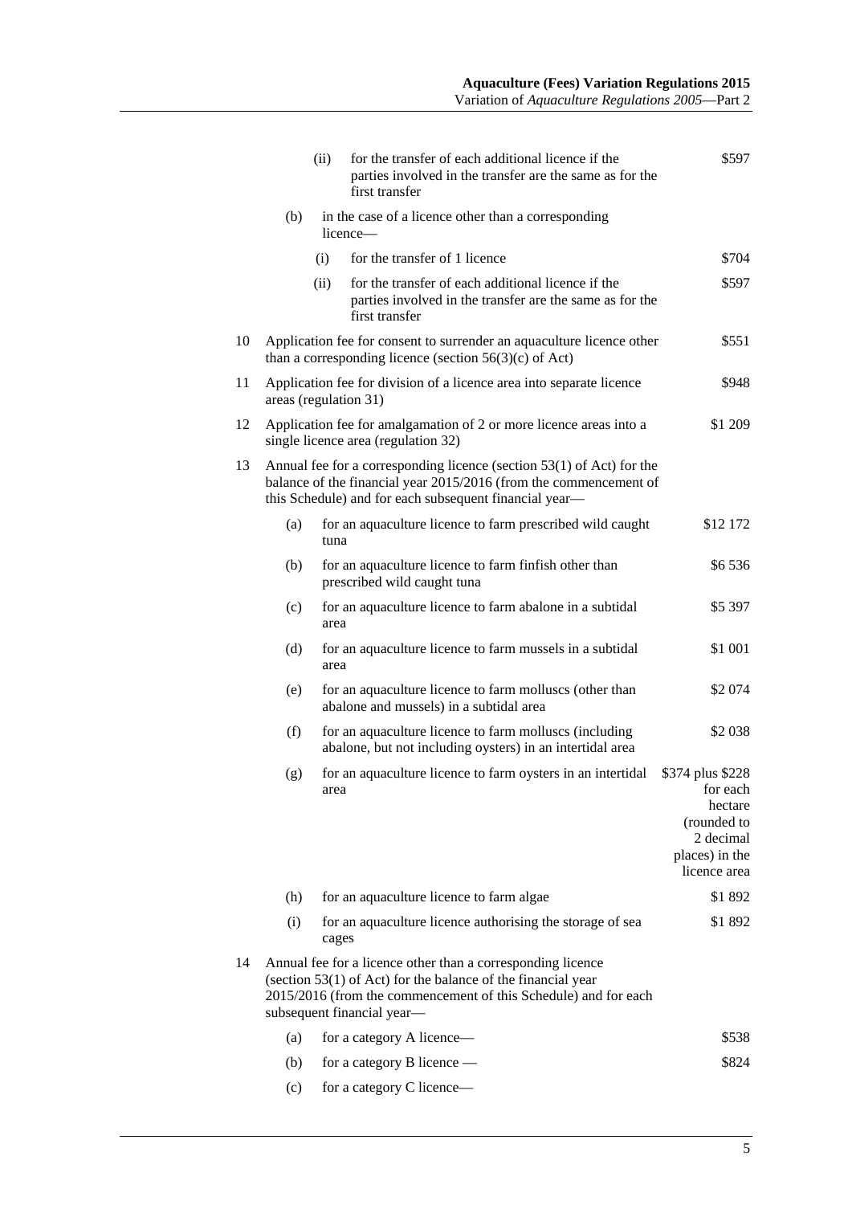| | | | | |
|---|---|---|---|---|
| | | (ii) | for the transfer of each additional licence if the parties involved in the transfer are the same as for the first transfer | $597 |
| | (b) | | in the case of a licence other than a corresponding licence— | |
| | | (i) | for the transfer of 1 licence | $704 |
| | | (ii) | for the transfer of each additional licence if the parties involved in the transfer are the same as for the first transfer | $597 |
| 10 | Application fee for consent to surrender an aquaculture licence other than a corresponding licence (section 56(3)(c) of Act) | | | $551 |
| 11 | Application fee for division of a licence area into separate licence areas (regulation 31) | | | $948 |
| 12 | Application fee for amalgamation of 2 or more licence areas into a single licence area (regulation 32) | | | $1 209 |
| 13 | Annual fee for a corresponding licence (section 53(1) of Act) for the balance of the financial year 2015/2016 (from the commencement of this Schedule) and for each subsequent financial year— | | | |
| | (a) | for an aquaculture licence to farm prescribed wild caught tuna | | $12 172 |
| | (b) | for an aquaculture licence to farm finfish other than prescribed wild caught tuna | | $6 536 |
| | (c) | for an aquaculture licence to farm abalone in a subtidal area | | $5 397 |
| | (d) | for an aquaculture licence to farm mussels in a subtidal area | | $1 001 |
| | (e) | for an aquaculture licence to farm molluscs (other than abalone and mussels) in a subtidal area | | $2 074 |
| | (f) | for an aquaculture licence to farm molluscs (including abalone, but not including oysters) in an intertidal area | | $2 038 |
| | (g) | for an aquaculture licence to farm oysters in an intertidal area | | $374 plus $228 for each hectare (rounded to 2 decimal places) in the licence area |
| | (h) | for an aquaculture licence to farm algae | | $1 892 |
| | (i) | for an aquaculture licence authorising the storage of sea cages | | $1 892 |
| 14 | Annual fee for a licence other than a corresponding licence (section 53(1) of Act) for the balance of the financial year 2015/2016 (from the commencement of this Schedule) and for each subsequent financial year— | | | |
| | (a) | for a category A licence— | | $538 |
| | (b) | for a category B licence — | | $824 |
| | (c) | for a category C licence— | | |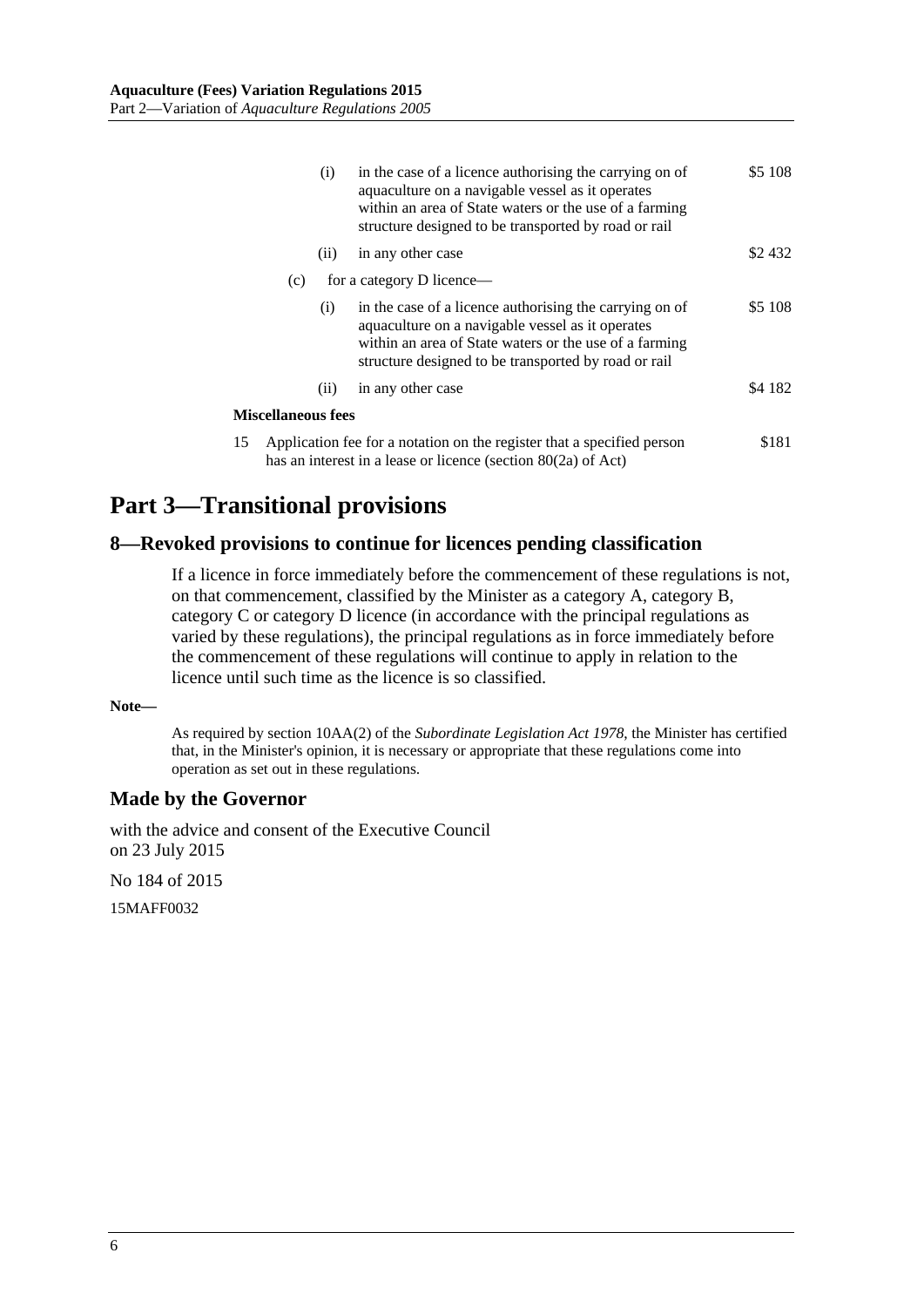(i) in the case of a licence authorising the carrying on of aquaculture on a navigable vessel as it operates within an area of State waters or the use of a farming structure designed to be transported by road or rail — $5 108

(ii) in any other case — $2 432

(c) for a category D licence—

(i) in the case of a licence authorising the carrying on of aquaculture on a navigable vessel as it operates within an area of State waters or the use of a farming structure designed to be transported by road or rail — $5 108

(ii) in any other case — $4 182

**Miscellaneous fees**

15 Application fee for a notation on the register that a specified person has an interest in a lease or licence (section 80(2a) of Act) — $181

# Part 3—Transitional provisions

## 8—Revoked provisions to continue for licences pending classification

If a licence in force immediately before the commencement of these regulations is not, on that commencement, classified by the Minister as a category A, category B, category C or category D licence (in accordance with the principal regulations as varied by these regulations), the principal regulations as in force immediately before the commencement of these regulations will continue to apply in relation to the licence until such time as the licence is so classified.

**Note—**

As required by section 10AA(2) of the *Subordinate Legislation Act 1978*, the Minister has certified that, in the Minister's opinion, it is necessary or appropriate that these regulations come into operation as set out in these regulations.

## Made by the Governor

with the advice and consent of the Executive Council on 23 July 2015

No 184 of 2015

15MAFF0032